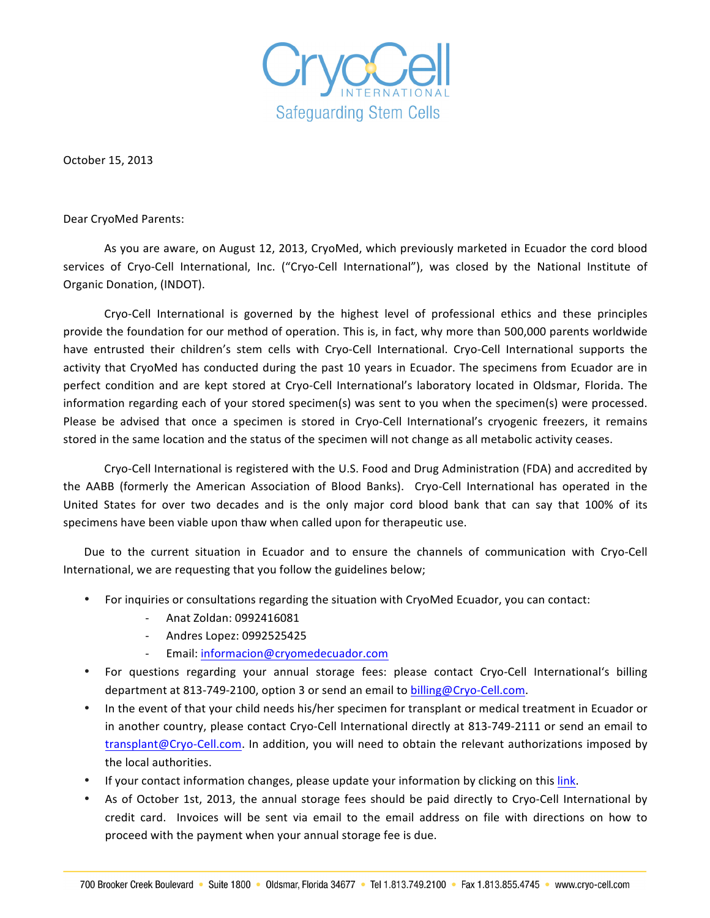CryoCell
INTERNATIONAL
Safeguarding Stem Cells

October 15, 2013

Dear CryoMed Parents:

As you are aware, on August 12, 2013, CryoMed, which previously marketed in Ecuador the cord blood services of Cryo-Cell International, Inc. ("Cryo-Cell International"), was closed by the National Institute of Organic Donation, (INDOT).

Cryo-Cell International is governed by the highest level of professional ethics and these principles provide the foundation for our method of operation. This is, in fact, why more than 500,000 parents worldwide have entrusted their children's stem cells with Cryo-Cell International. Cryo-Cell International supports the activity that CryoMed has conducted during the past 10 years in Ecuador. The specimens from Ecuador are in perfect condition and are kept stored at Cryo-Cell International's laboratory located in Oldsmar, Florida. The information regarding each of your stored specimen(s) was sent to you when the specimen(s) were processed. Please be advised that once a specimen is stored in Cryo-Cell International's cryogenic freezers, it remains stored in the same location and the status of the specimen will not change as all metabolic activity ceases.

Cryo-Cell International is registered with the U.S. Food and Drug Administration (FDA) and accredited by the AABB (formerly the American Association of Blood Banks). Cryo-Cell International has operated in the United States for over two decades and is the only major cord blood bank that can say that 100% of its specimens have been viable upon thaw when called upon for therapeutic use.

Due to the current situation in Ecuador and to ensure the channels of communication with Cryo-Cell International, we are requesting that you follow the guidelines below;

- For inquiries or consultations regarding the situation with CryoMed Ecuador, you can contact:
  - Anat Zoldan: 0992416081
  - Andres Lopez: 0992525425
  - Email: informacion@cryomedecuador.com
- For questions regarding your annual storage fees: please contact Cryo-Cell International's billing department at 813-749-2100, option 3 or send an email to billing@Cryo-Cell.com.
- In the event of that your child needs his/her specimen for transplant or medical treatment in Ecuador or in another country, please contact Cryo-Cell International directly at 813-749-2111 or send an email to transplant@Cryo-Cell.com. In addition, you will need to obtain the relevant authorizations imposed by the local authorities.
- If your contact information changes, please update your information by clicking on this link.
- As of October 1st, 2013, the annual storage fees should be paid directly to Cryo-Cell International by credit card. Invoices will be sent via email to the email address on file with directions on how to proceed with the payment when your annual storage fee is due.

700 Brooker Creek Boulevard • Suite 1800 • Oldsmar, Florida 34677 • Tel 1.813.749.2100 • Fax 1.813.855.4745 • www.cryo-cell.com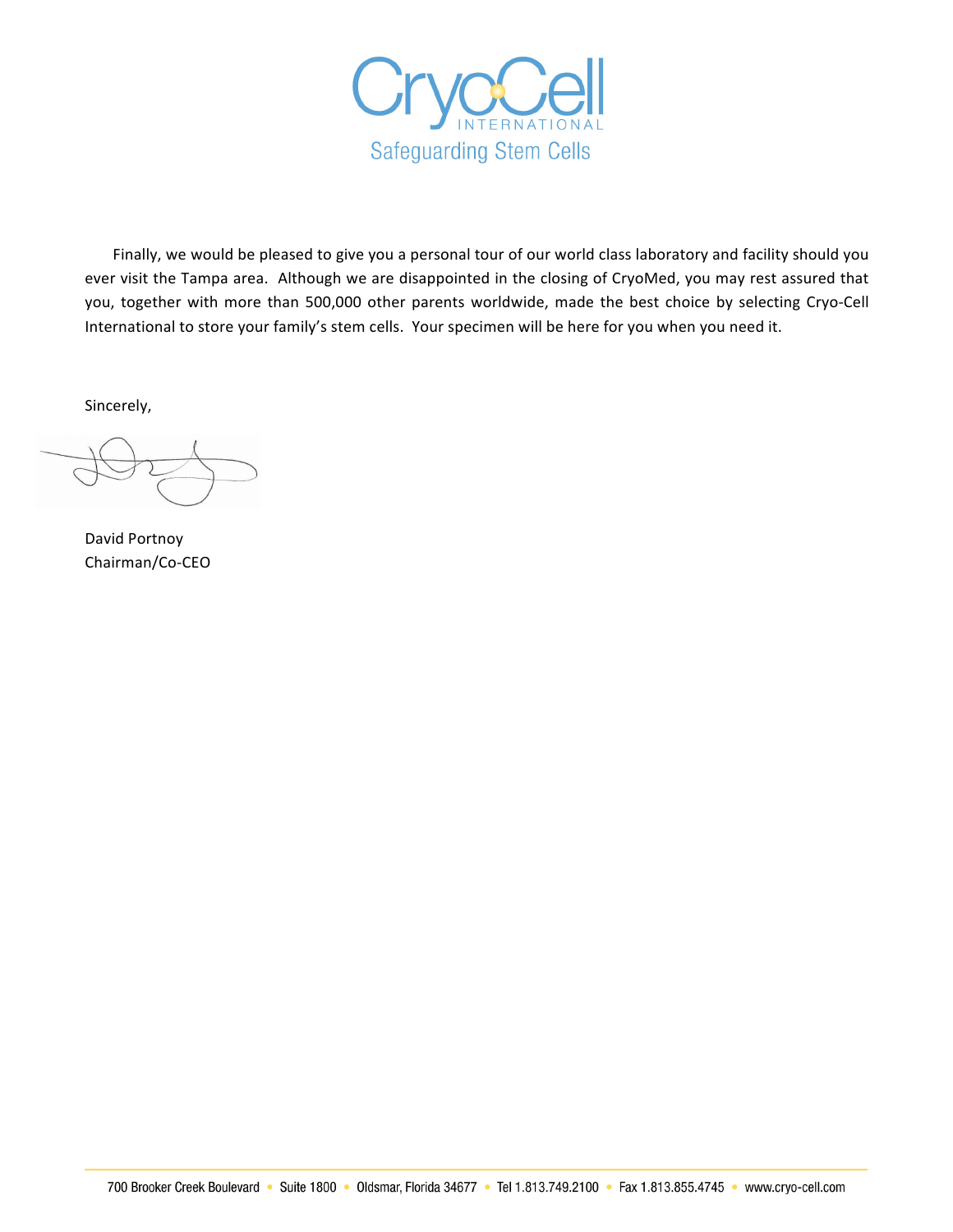Finally, we would be pleased to give you a personal tour of our world class laboratory and facility should you ever visit the Tampa area. Although we are disappointed in the closing of CryoMed, you may rest assured that you, together with more than 500,000 other parents worldwide, made the best choice by selecting Cryo-Cell International to store your family's stem cells. Your specimen will be here for you when you need it.

Sincerely,

David Portnoy
Chairman/Co-CEO